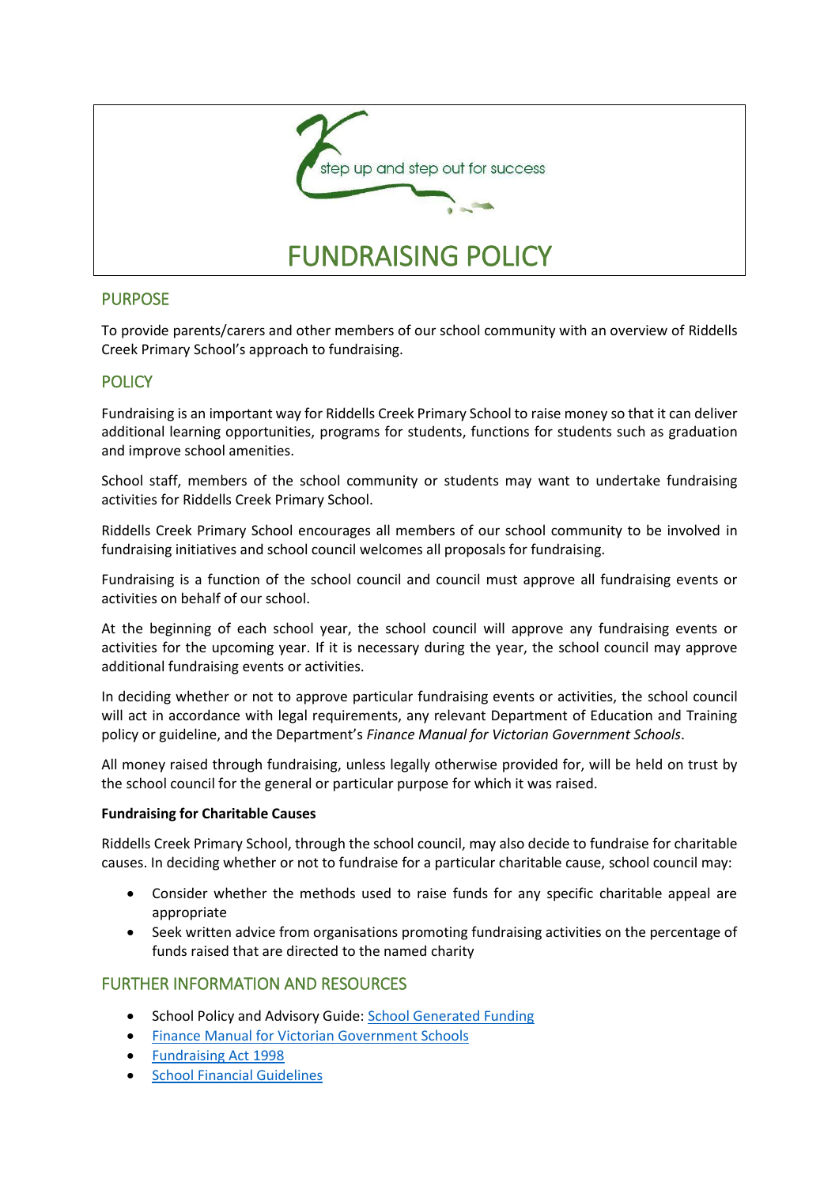step up and step out for success

# FUNDRAISING POLICY

## PURPOSE

To provide parents/carers and other members of our school community with an overview of Riddells Creek Primary School's approach to fundraising.

## POLICY

Fundraising is an important way for Riddells Creek Primary School to raise money so that it can deliver additional learning opportunities, programs for students, functions for students such as graduation and improve school amenities.

School staff, members of the school community or students may want to undertake fundraising activities for Riddells Creek Primary School.

Riddells Creek Primary School encourages all members of our school community to be involved in fundraising initiatives and school council welcomes all proposals for fundraising.

Fundraising is a function of the school council and council must approve all fundraising events or activities on behalf of our school.

At the beginning of each school year, the school council will approve any fundraising events or activities for the upcoming year. If it is necessary during the year, the school council may approve additional fundraising events or activities.

In deciding whether or not to approve particular fundraising events or activities, the school council will act in accordance with legal requirements, any relevant Department of Education and Training policy or guideline, and the Department's *Finance Manual for Victorian Government Schools*.

All money raised through fundraising, unless legally otherwise provided for, will be held on trust by the school council for the general or particular purpose for which it was raised.

**Fundraising for Charitable Causes**

Riddells Creek Primary School, through the school council, may also decide to fundraise for charitable causes. In deciding whether or not to fundraise for a particular charitable cause, school council may:

- Consider whether the methods used to raise funds for any specific charitable appeal are appropriate
- Seek written advice from organisations promoting fundraising activities on the percentage of funds raised that are directed to the named charity

## FURTHER INFORMATION AND RESOURCES

- School Policy and Advisory Guide: School Generated Funding
- Finance Manual for Victorian Government Schools
- Fundraising Act 1998
- School Financial Guidelines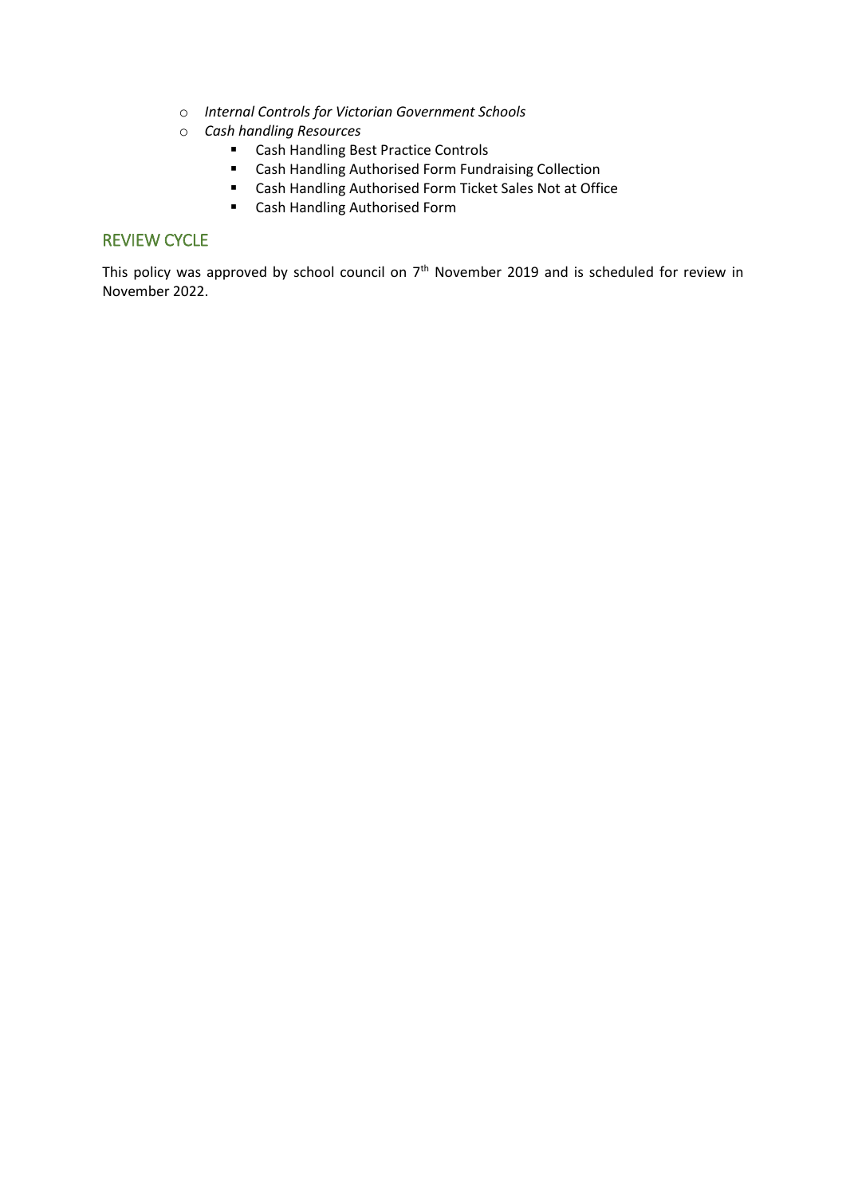- *Internal Controls for Victorian Government Schools*
  - *Cash handling Resources*
    - Cash Handling Best Practice Controls
    - Cash Handling Authorised Form Fundraising Collection
    - Cash Handling Authorised Form Ticket Sales Not at Office
    - Cash Handling Authorised Form

## REVIEW CYCLE

This policy was approved by school council on 7th November 2019 and is scheduled for review in November 2022.